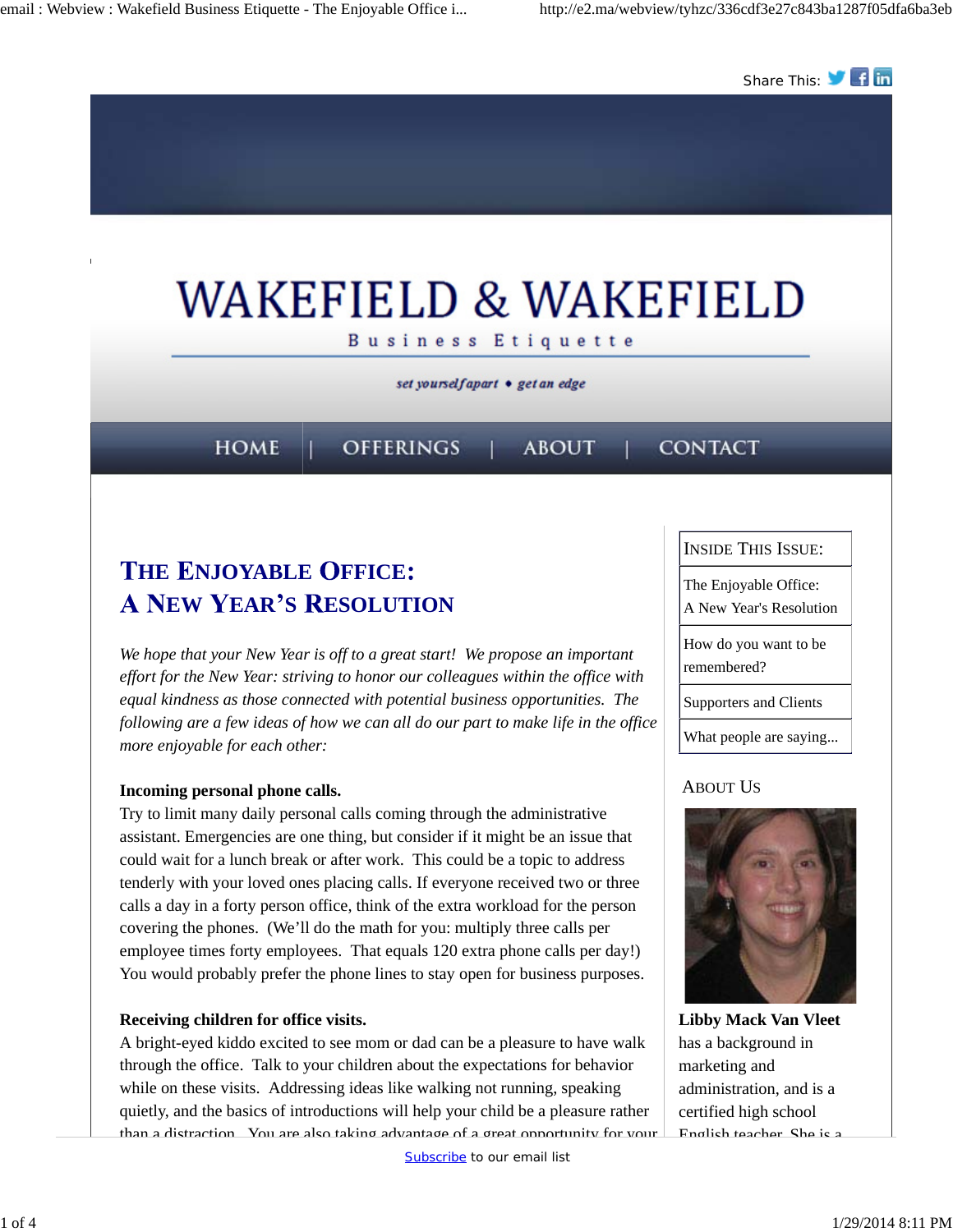Share This:

# WAKEFIELD & WAKEFIELD

Business Etiquette

*set yourself apart • get an edge*

HOME | OFFERINGS | ABOUT | CONTACT

## The Enjoyable Office: A New Year's Resolution

*We hope that your New Year is off to a great start! We propose an important effort for the New Year: striving to honor our colleagues within the office with equal kindness as those connected with potential business opportunities. The following are a few ideas of how we can all do our part to make life in the office more enjoyable for each other:*

**Incoming personal phone calls.**
Try to limit many daily personal calls coming through the administrative assistant. Emergencies are one thing, but consider if it might be an issue that could wait for a lunch break or after work. This could be a topic to address tenderly with your loved ones placing calls. If everyone received two or three calls a day in a forty person office, think of the extra workload for the person covering the phones. (We'll do the math for you: multiply three calls per employee times forty employees. That equals 120 extra phone calls per day!) You would probably prefer the phone lines to stay open for business purposes.

**Receiving children for office visits.**
A bright-eyed kiddo excited to see mom or dad can be a pleasure to have walk through the office. Talk to your children about the expectations for behavior while on these visits. Addressing ideas like walking not running, speaking quietly, and the basics of introductions will help your child be a pleasure rather than a distraction. You are also taking advantage of a great opportunity for your

| Inside This Issue: |
| --- |
| The Enjoyable Office: A New Year's Resolution |
| How do you want to be remembered? |
| Supporters and Clients |
| What people are saying... |

### About Us

**Libby Mack Van Vleet** has a background in marketing and administration, and is a certified high school English teacher. She is a

Subscribe to our email list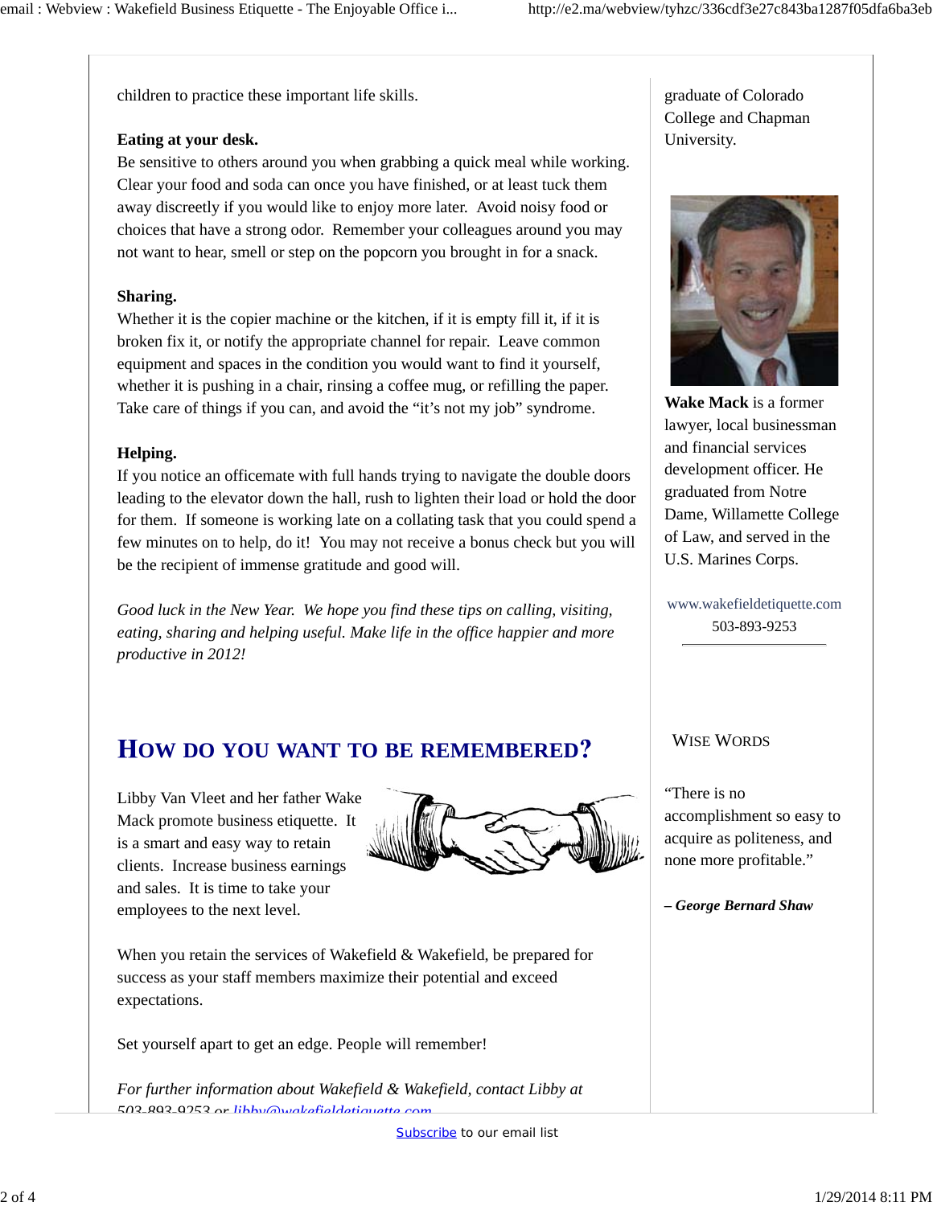children to practice these important life skills.

**Eating at your desk.**
Be sensitive to others around you when grabbing a quick meal while working. Clear your food and soda can once you have finished, or at least tuck them away discreetly if you would like to enjoy more later. Avoid noisy food or choices that have a strong odor. Remember your colleagues around you may not want to hear, smell or step on the popcorn you brought in for a snack.

**Sharing.**
Whether it is the copier machine or the kitchen, if it is empty fill it, if it is broken fix it, or notify the appropriate channel for repair. Leave common equipment and spaces in the condition you would want to find it yourself, whether it is pushing in a chair, rinsing a coffee mug, or refilling the paper. Take care of things if you can, and avoid the "it's not my job" syndrome.

**Helping.**
If you notice an officemate with full hands trying to navigate the double doors leading to the elevator down the hall, rush to lighten their load or hold the door for them. If someone is working late on a collating task that you could spend a few minutes on to help, do it! You may not receive a bonus check but you will be the recipient of immense gratitude and good will.

*Good luck in the New Year. We hope you find these tips on calling, visiting, eating, sharing and helping useful. Make life in the office happier and more productive in 2012!*

## How do you want to be remembered?

Libby Van Vleet and her father Wake Mack promote business etiquette. It is a smart and easy way to retain clients. Increase business earnings and sales. It is time to take your employees to the next level.

When you retain the services of Wakefield & Wakefield, be prepared for success as your staff members maximize their potential and exceed expectations.

Set yourself apart to get an edge. People will remember!

*For further information about Wakefield & Wakefield, contact Libby at 503-893-9253 or libby@wakefieldetiquette.com*

graduate of Colorado College and Chapman University.

**Wake Mack** is a former lawyer, local businessman and financial services development officer. He graduated from Notre Dame, Willamette College of Law, and served in the U.S. Marines Corps.

www.wakefieldetiquette.com
503-893-9253

### Wise Words

"There is no accomplishment so easy to acquire as politeness, and none more profitable."

***– George Bernard Shaw***

Subscribe to our email list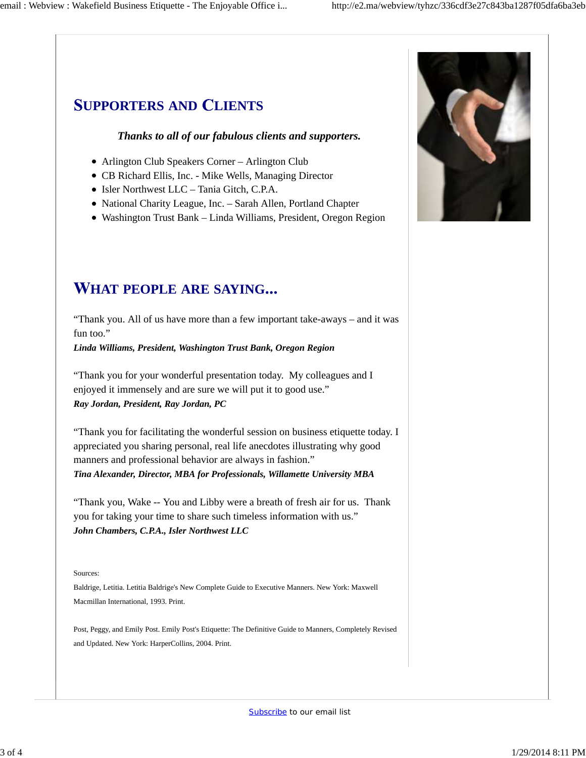## Supporters and Clients

***Thanks to all of our fabulous clients and supporters.***

- Arlington Club Speakers Corner – Arlington Club
- CB Richard Ellis, Inc. - Mike Wells, Managing Director
- Isler Northwest LLC – Tania Gitch, C.P.A.
- National Charity League, Inc. – Sarah Allen, Portland Chapter
- Washington Trust Bank – Linda Williams, President, Oregon Region

## What people are saying...

"Thank you. All of us have more than a few important take-aways – and it was fun too."
***Linda Williams, President, Washington Trust Bank, Oregon Region***

"Thank you for your wonderful presentation today. My colleagues and I enjoyed it immensely and are sure we will put it to good use."
***Ray Jordan, President, Ray Jordan, PC***

"Thank you for facilitating the wonderful session on business etiquette today. I appreciated you sharing personal, real life anecdotes illustrating why good manners and professional behavior are always in fashion."
***Tina Alexander, Director, MBA for Professionals, Willamette University MBA***

"Thank you, Wake -- You and Libby were a breath of fresh air for us. Thank you for taking your time to share such timeless information with us."
***John Chambers, C.P.A., Isler Northwest LLC***

Sources:

Baldrige, Letitia. Letitia Baldrige's New Complete Guide to Executive Manners. New York: Maxwell Macmillan International, 1993. Print.

Post, Peggy, and Emily Post. Emily Post's Etiquette: The Definitive Guide to Manners, Completely Revised and Updated. New York: HarperCollins, 2004. Print.

Subscribe to our email list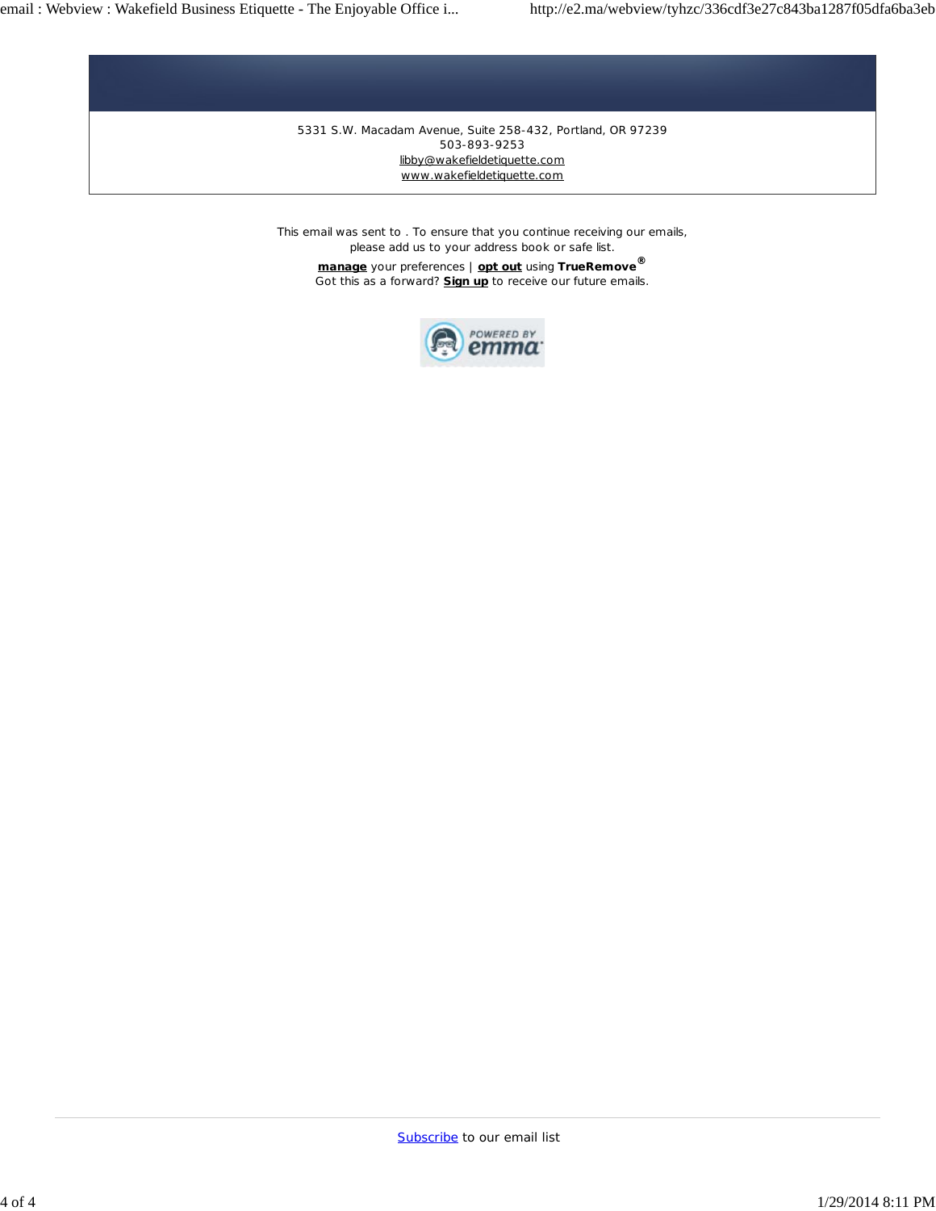5331 S.W. Macadam Avenue, Suite 258-432, Portland, OR 97239
503-893-9253
libby@wakefieldetiquette.com
www.wakefieldetiquette.com

This email was sent to . To ensure that you continue receiving our emails, please add us to your address book or safe list.

**manage** your preferences | **opt out** using **TrueRemove®**
Got this as a forward? **Sign up** to receive our future emails.

Subscribe to our email list